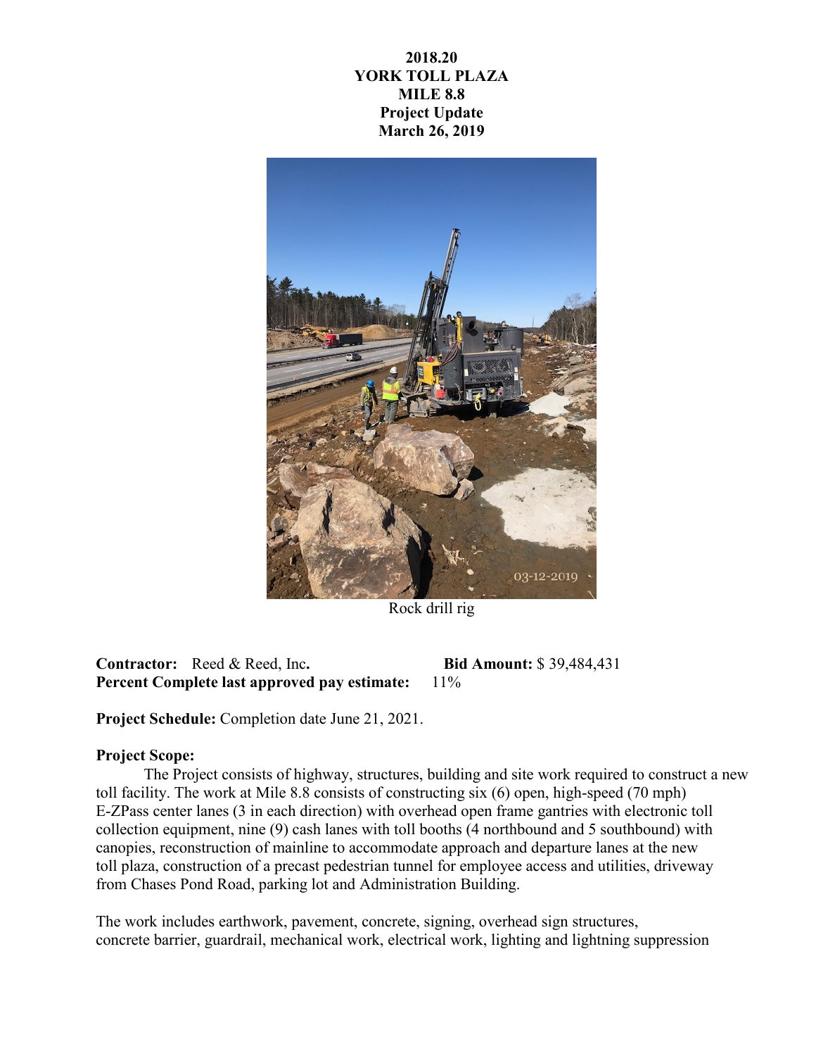**2018.20**
**YORK TOLL PLAZA**
**MILE 8.8**
**Project Update**
**March 26, 2019**

Rock drill rig

**Contractor:** Reed & Reed, Inc. **Bid Amount:** $ 39,484,431
**Percent Complete last approved pay estimate:** 11%

**Project Schedule:** Completion date June 21, 2021.

**Project Scope:**

The Project consists of highway, structures, building and site work required to construct a new toll facility. The work at Mile 8.8 consists of constructing six (6) open, high-speed (70 mph) E-ZPass center lanes (3 in each direction) with overhead open frame gantries with electronic toll collection equipment, nine (9) cash lanes with toll booths (4 northbound and 5 southbound) with canopies, reconstruction of mainline to accommodate approach and departure lanes at the new toll plaza, construction of a precast pedestrian tunnel for employee access and utilities, driveway from Chases Pond Road, parking lot and Administration Building.

The work includes earthwork, pavement, concrete, signing, overhead sign structures, concrete barrier, guardrail, mechanical work, electrical work, lighting and lightning suppression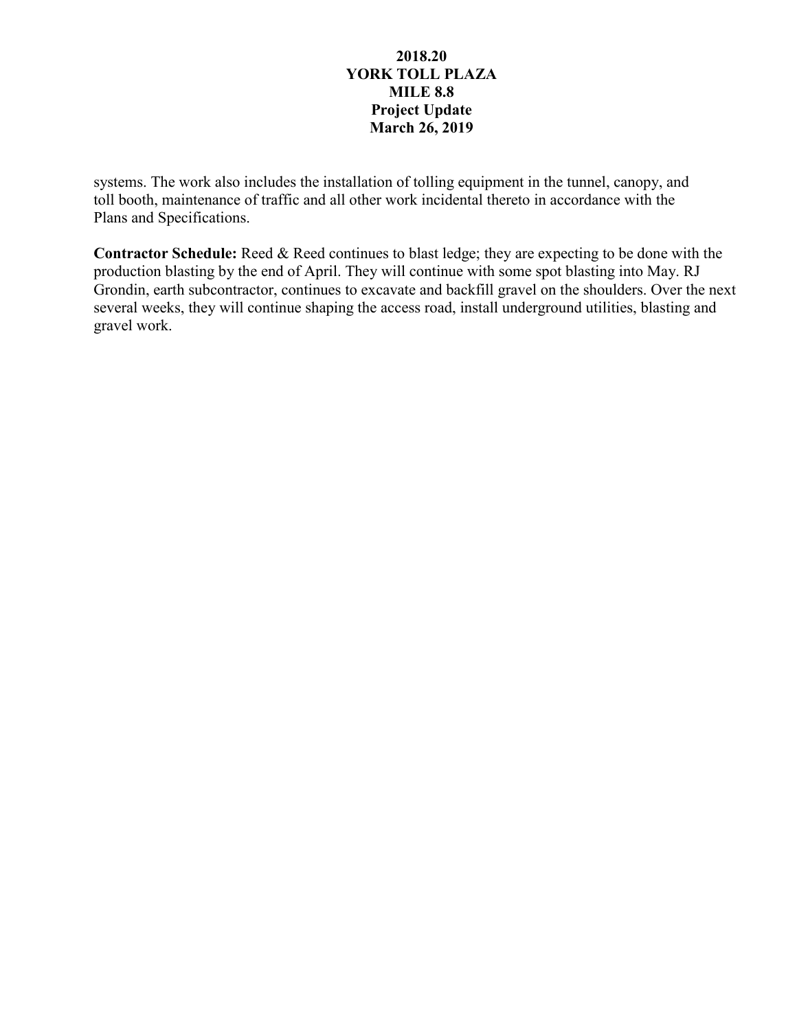systems. The work also includes the installation of tolling equipment in the tunnel, canopy, and toll booth, maintenance of traffic and all other work incidental thereto in accordance with the Plans and Specifications.

**Contractor Schedule:** Reed & Reed continues to blast ledge; they are expecting to be done with the production blasting by the end of April. They will continue with some spot blasting into May. RJ Grondin, earth subcontractor, continues to excavate and backfill gravel on the shoulders. Over the next several weeks, they will continue shaping the access road, install underground utilities, blasting and gravel work.